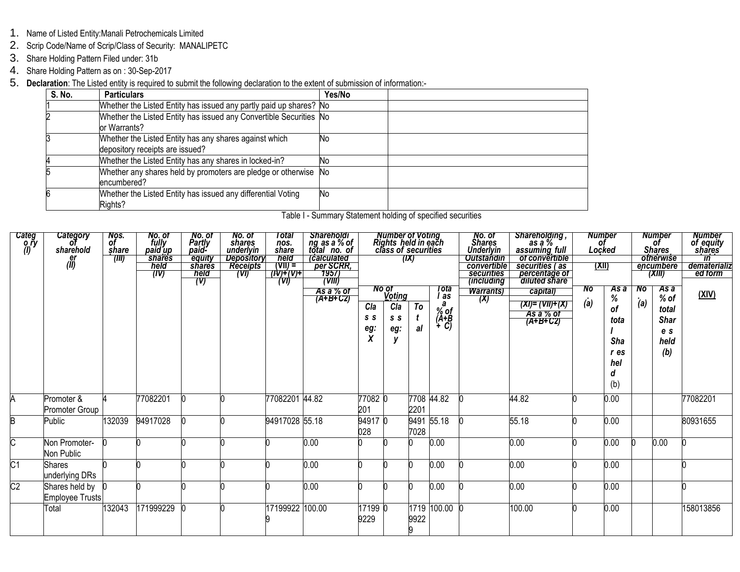1. Name of Listed Entity:Manali Petrochemicals Limited
2. Scrip Code/Name of Scrip/Class of Security: MANALIPETC
3. Share Holding Pattern Filed under: 31b
4. Share Holding Pattern as on : 30-Sep-2017
5. **Declaration**: The Listed entity is required to submit the following declaration to the extent of submission of information:-

| S. No. | Particulars | Yes/No | |
|---|---|---|---|
| 1 | Whether the Listed Entity has issued any partly paid up shares? | No | |
| 2 | Whether the Listed Entity has issued any Convertible Securities or Warrants? | No | |
| 3 | Whether the Listed Entity has any shares against which depository receipts are issued? | No | |
| 4 | Whether the Listed Entity has any shares in locked-in? | No | |
| 5 | Whether any shares held by promoters are pledge or otherwise encumbered? | No | |
| 6 | Whether the Listed Entity has issued any differential Voting Rights? | No | |

Table I - Summary Statement holding of specified securities

| Category (I) | Category of shareholder (II) | Nos. of share (III) | No. of fully paid up shares held (IV) | No. of Partly paid-equity shares held (V) | No. of shares underlyin Depository Receipts (VI) | Total nos. share held (VII) = (IV)+(V)+(VI) | Shareholding as a % of total no. of (calculated per SCRR, 1957) (VIII) As a % of (A+B+C2) | Number of Voting Rights held in each class of securities (IX) | | | | No. of Shares Underlyin Outstandin convertible securities (including Warrants) (X) | Shareholding, as a % assuming full of convertible securities ( as percentage of diluted share capital) (XI)= (VII)+(X) As a % of (A+B+C2) | Number of Locked (XII) | | Number of Shares otherwise encumbered (XIII) | | Number of equity shares in dematerialized form (XIV) |
|---|---|---|---|---|---|---|---|---|---|---|---|---|---|---|---|---|---|---|
| | | | | | | | | No of Voting | | | Total as a % of (A+B+C) | | | No. (a) | As a % of total Shares held (b) | No. (a) | As a % of total Shares held (b) | |
| | | | | | | | | Class eg: X | Class eg: y | Total | | | | | | | | |
| A | Promoter & Promoter Group | 4 | 77082201 | 0 | 0 | 77082201 | 44.82 | 77082201 | 0 | 77082201 | 44.82 | 0 | 44.82 | 0 | 0.00 | | | 77082201 |
| B | Public | 132039 | 94917028 | 0 | 0 | 94917028 | 55.18 | 94917028 | 0 | 94917028 | 55.18 | 0 | 55.18 | 0 | 0.00 | | | 80931655 |
| C | Non Promoter-Non Public | 0 | 0 | 0 | 0 | 0 | 0.00 | 0 | 0 | 0 | 0.00 | | 0.00 | 0 | 0.00 | 0 | 0.00 | 0 |
| C1 | Shares underlying DRs | 0 | 0 | 0 | 0 | 0 | 0.00 | 0 | 0 | 0 | 0.00 | 0 | 0.00 | 0 | 0.00 | | | 0 |
| C2 | Shares held by Employee Trusts | 0 | 0 | 0 | 0 | 0 | 0.00 | 0 | 0 | 0 | 0.00 | 0 | 0.00 | 0 | 0.00 | | | 0 |
| | Total | 132043 | 171999229 | 0 | 0 | 171999229 | 100.00 | 171999229 | 0 | 171999229 | 100.00 | 0 | 100.00 | 0 | 0.00 | | | 158013856 |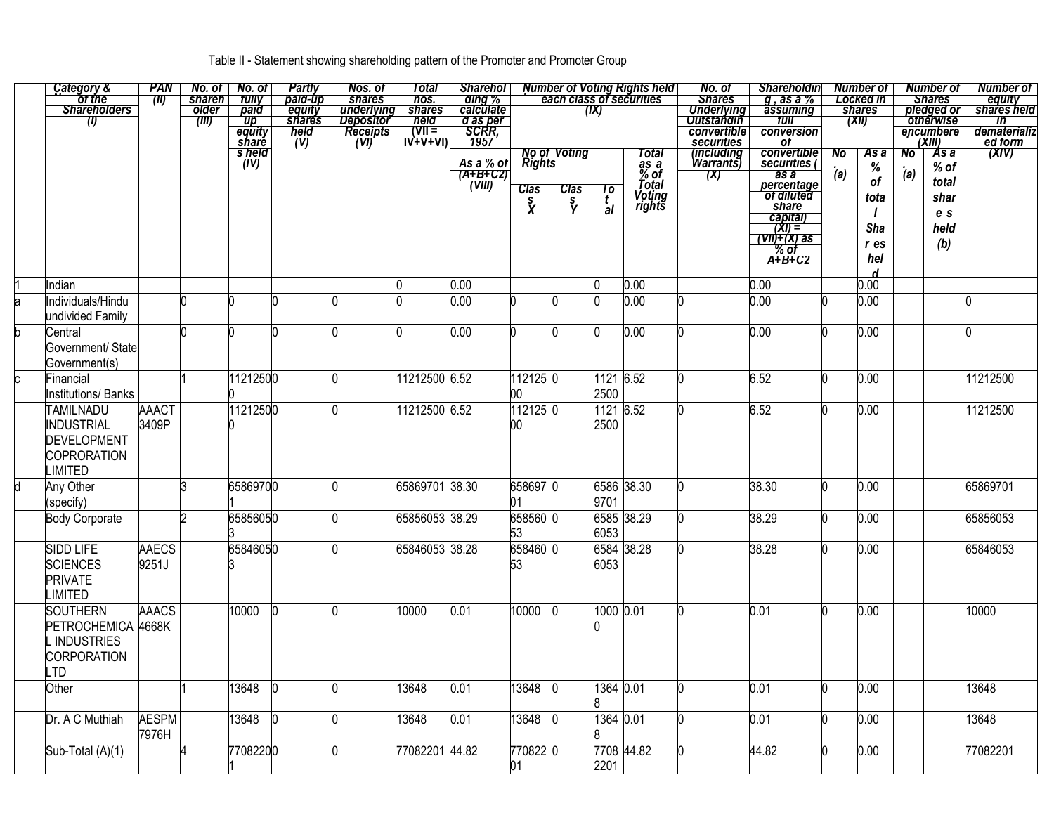Table II - Statement showing shareholding pattern of the Promoter and Promoter Group

| | Category & Name of the Shareholders (I) | PAN (II) | No. of shareholder (III) | No. of fully paid up equity shares held (IV) | Partly paid-up equity shares held (V) | Nos. of shares underlying Depository Receipts (VI) | Total nos. shares held (VII = IV+V+VI) | Shareholding % calculated as per SCRR, 1957 As a % of (A+B+C2) (VIII) | Number of Voting Rights held in each class of securities (IX) | | | | No. of Shares Underlying Outstanding convertible securities (including Warrants) (X) | Shareholding , as a % assuming full conversion of convertible securities ( as a percentage of diluted share capital) (XI) = (VII)+(X) as % of A+B+C2 | Number of Locked in shares (XII) | | Number of Shares pledged or otherwise encumbered (XIII) | | Number of equity shares held in dematerialized form (XIV) |
|---|---|---|---|---|---|---|---|---|---|---|---|---|---|---|---|---|---|---|---|
| | | | | | | | | | No of Voting Rights | | | Total as a % of Total Voting rights | | | No. (a) | As a % of total Shares held | No. (a) | As a % of total shares held (b) | |
| | | | | | | | | | Class X | Class Y | Total | | | | | | | | |
| 1 | Indian | | | | | | 0 | 0.00 | | | 0 | 0.00 | | 0.00 | | 0.00 | | | |
| a | Individuals/Hindu undivided Family | | 0 | 0 | 0 | 0 | 0 | 0.00 | 0 | 0 | 0 | 0.00 | 0 | 0.00 | 0 | 0.00 | | | 0 |
| b | Central Government/ State Government(s) | | 0 | 0 | 0 | 0 | 0 | 0.00 | 0 | 0 | 0 | 0.00 | 0 | 0.00 | 0 | 0.00 | | | 0 |
| c | Financial Institutions/ Banks | | 1 | 11212500 | 0 | 0 | 11212500 | 6.52 | 11212500 | 0 | 11212500 | 6.52 | 0 | 6.52 | 0 | 0.00 | | | 11212500 |
| | TAMILNADU INDUSTRIAL DEVELOPMENT COPRORATION LIMITED | AAACT3409P | | 11212500 | 0 | 0 | 11212500 | 6.52 | 11212500 | 0 | 11212500 | 6.52 | 0 | 6.52 | 0 | 0.00 | | | 11212500 |
| d | Any Other (specify) | | 3 | 65869701 | 0 | 0 | 65869701 | 38.30 | 65869701 | 0 | 65869701 | 38.30 | 0 | 38.30 | 0 | 0.00 | | | 65869701 |
| | Body Corporate | | 2 | 65856053 | 0 | 0 | 65856053 | 38.29 | 65856053 | 0 | 65856053 | 38.29 | 0 | 38.29 | 0 | 0.00 | | | 65856053 |
| | SIDD LIFE SCIENCES PRIVATE LIMITED | AAECS9251J | | 65846053 | 0 | 0 | 65846053 | 38.28 | 65846053 | 0 | 65846053 | 38.28 | 0 | 38.28 | 0 | 0.00 | | | 65846053 |
| | SOUTHERN PETROCHEMICAL INDUSTRIES CORPORATION LTD | AAACS4668K | | 10000 | 0 | 0 | 10000 | 0.01 | 10000 | 0 | 10000 | 0.01 | 0 | 0.01 | 0 | 0.00 | | | 10000 |
| | Other | | 1 | 13648 | 0 | 0 | 13648 | 0.01 | 13648 | 0 | 13648 | 0.01 | 0 | 0.01 | 0 | 0.00 | | | 13648 |
| | Dr. A C Muthiah | AESPM7976H | | 13648 | 0 | 0 | 13648 | 0.01 | 13648 | 0 | 13648 | 0.01 | 0 | 0.01 | 0 | 0.00 | | | 13648 |
| | Sub-Total (A)(1) | | 4 | 77082201 | 0 | 0 | 77082201 | 44.82 | 77082201 | 0 | 77082201 | 44.82 | 0 | 44.82 | 0 | 0.00 | | | 77082201 |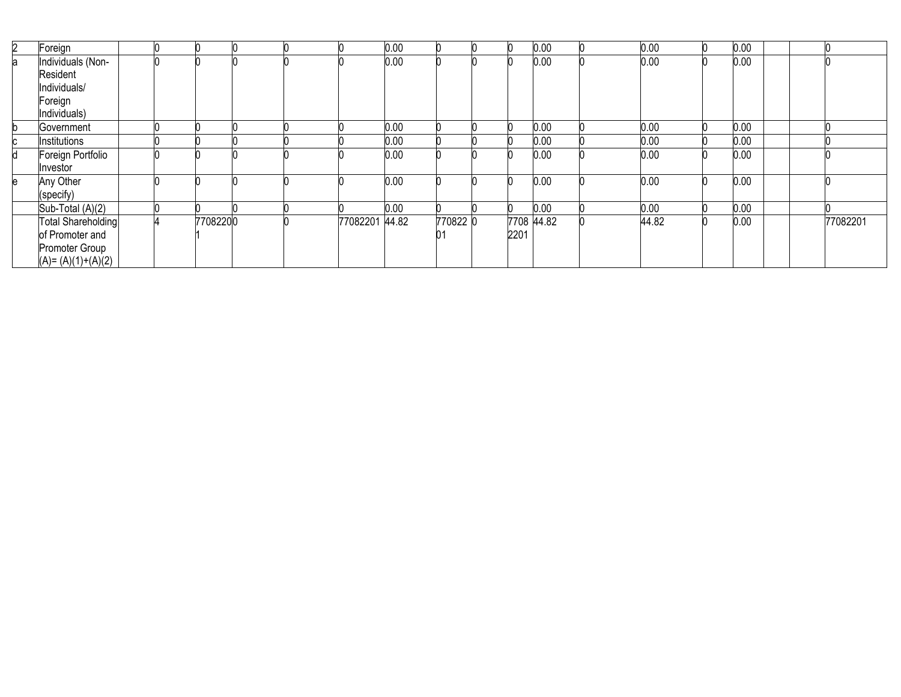| | | | | | | | | | | | | | | | | | | | |
|---|---|---|---|---|---|---|---|---|---|---|---|---|---|---|---|---|---|---|---|
| 2 | Foreign | | 0 | 0 | 0 | 0 | 0 | 0.00 | 0 | 0 | 0 | 0.00 | 0 | 0.00 | 0 | 0.00 | | | 0 |
| a | Individuals (Non-Resident Individuals/ Foreign Individuals) | | 0 | 0 | 0 | 0 | 0 | 0.00 | 0 | 0 | 0 | 0.00 | 0 | 0.00 | 0 | 0.00 | | | 0 |
| b | Government | | 0 | 0 | 0 | 0 | 0 | 0.00 | 0 | 0 | 0 | 0.00 | 0 | 0.00 | 0 | 0.00 | | | 0 |
| c | Institutions | | 0 | 0 | 0 | 0 | 0 | 0.00 | 0 | 0 | 0 | 0.00 | 0 | 0.00 | 0 | 0.00 | | | 0 |
| d | Foreign Portfolio Investor | | 0 | 0 | 0 | 0 | 0 | 0.00 | 0 | 0 | 0 | 0.00 | 0 | 0.00 | 0 | 0.00 | | | 0 |
| e | Any Other (specify) | | 0 | 0 | 0 | 0 | 0 | 0.00 | 0 | 0 | 0 | 0.00 | 0 | 0.00 | 0 | 0.00 | | | 0 |
| | Sub-Total (A)(2) | | 0 | 0 | 0 | 0 | 0 | 0.00 | 0 | 0 | 0 | 0.00 | 0 | 0.00 | 0 | 0.00 | | | 0 |
| | Total Shareholding of Promoter and Promoter Group (A)= (A)(1)+(A)(2) | | 4 | 77082201 | 0 | 0 | 77082201 | 44.82 | 77082201 | 0 | 77082201 | 44.82 | 0 | 44.82 | 0 | 0.00 | | | 77082201 |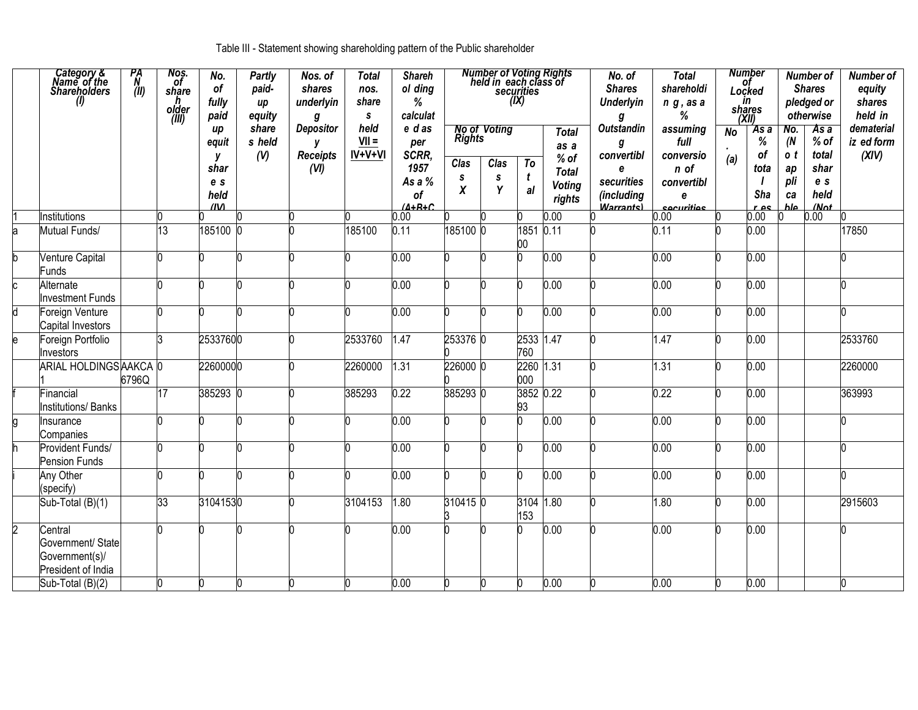Table III - Statement showing shareholding pattern of the Public shareholder

| | Category & Name of the Shareholders (I) | PAN (II) | Nos. of shareholder (III) | No. of fully paid up equity shares held (IV) | Partly paid-up equity shares held (V) | Nos. of shares underlying Depository Receipts (VI) | Total nos. shares held VII = IV+V+VI | Shareholding % calculated as per SCRR, 1957 As a % of (A+B+C2) | Number of Voting Rights held in each class of securities (IX) | | | | No. of Shares Underlying Outstanding convertible securities (including Warrants) | Total shareholding , as a % assuming full conversion of convertible securities | Number of Locked in shares (XII) | | Number of Shares pledged or otherwise | | Number of equity shares held in dematerialized form (XIV) |
|---|---|---|---|---|---|---|---|---|---|---|---|---|---|---|---|---|---|---|---|
| | | | | | | | | | No of Voting Rights | | | Total as a % of Total Voting rights | | | No. (a) | As a % of total Shares | No. (Not applicable) | As a % of total shares held (Not | |
| | | | | | | | | | Class X | Class Y | Total | | | | | | | | |
| 1 | Institutions | | 0 | 0 | 0 | 0 | 0 | 0.00 | 0 | 0 | 0 | 0.00 | 0 | 0.00 | 0 | 0.00 | 0 | 0.00 | 0 |
| a | Mutual Funds/ | | 13 | 185100 | 0 | 0 | 185100 | 0.11 | 185100 | 0 | 185100 | 0.11 | 0 | 0.11 | 0 | 0.00 | | | 17850 |
| b | Venture Capital Funds | | 0 | 0 | 0 | 0 | 0 | 0.00 | 0 | 0 | 0 | 0.00 | 0 | 0.00 | 0 | 0.00 | | | 0 |
| c | Alternate Investment Funds | | 0 | 0 | 0 | 0 | 0 | 0.00 | 0 | 0 | 0 | 0.00 | 0 | 0.00 | 0 | 0.00 | | | 0 |
| d | Foreign Venture Capital Investors | | 0 | 0 | 0 | 0 | 0 | 0.00 | 0 | 0 | 0 | 0.00 | 0 | 0.00 | 0 | 0.00 | | | 0 |
| e | Foreign Portfolio Investors | | 3 | 2533760 | 0 | 0 | 2533760 | 1.47 | 2533760 | 0 | 2533760 | 1.47 | 0 | 1.47 | 0 | 0.00 | | | 2533760 |
| | ARIAL HOLDINGS 1 | AAKCA6796Q | 0 | 2260000 | 0 | 0 | 2260000 | 1.31 | 2260000 | 0 | 2260000 | 1.31 | 0 | 1.31 | 0 | 0.00 | | | 2260000 |
| f | Financial Institutions/ Banks | | 17 | 385293 | 0 | 0 | 385293 | 0.22 | 385293 | 0 | 385293 | 0.22 | 0 | 0.22 | 0 | 0.00 | | | 363993 |
| g | Insurance Companies | | 0 | 0 | 0 | 0 | 0 | 0.00 | 0 | 0 | 0 | 0.00 | 0 | 0.00 | 0 | 0.00 | | | 0 |
| h | Provident Funds/ Pension Funds | | 0 | 0 | 0 | 0 | 0 | 0.00 | 0 | 0 | 0 | 0.00 | 0 | 0.00 | 0 | 0.00 | | | 0 |
| i | Any Other (specify) | | 0 | 0 | 0 | 0 | 0 | 0.00 | 0 | 0 | 0 | 0.00 | 0 | 0.00 | 0 | 0.00 | | | 0 |
| | Sub-Total (B)(1) | | 33 | 3104153 | 0 | 0 | 3104153 | 1.80 | 3104153 | 0 | 3104153 | 1.80 | 0 | 1.80 | 0 | 0.00 | | | 2915603 |
| 2 | Central Government/ State Government(s)/ President of India | | 0 | 0 | 0 | 0 | 0 | 0.00 | 0 | 0 | 0 | 0.00 | 0 | 0.00 | 0 | 0.00 | | | 0 |
| | Sub-Total (B)(2) | | 0 | 0 | 0 | 0 | 0 | 0.00 | 0 | 0 | 0 | 0.00 | 0 | 0.00 | 0 | 0.00 | | | 0 |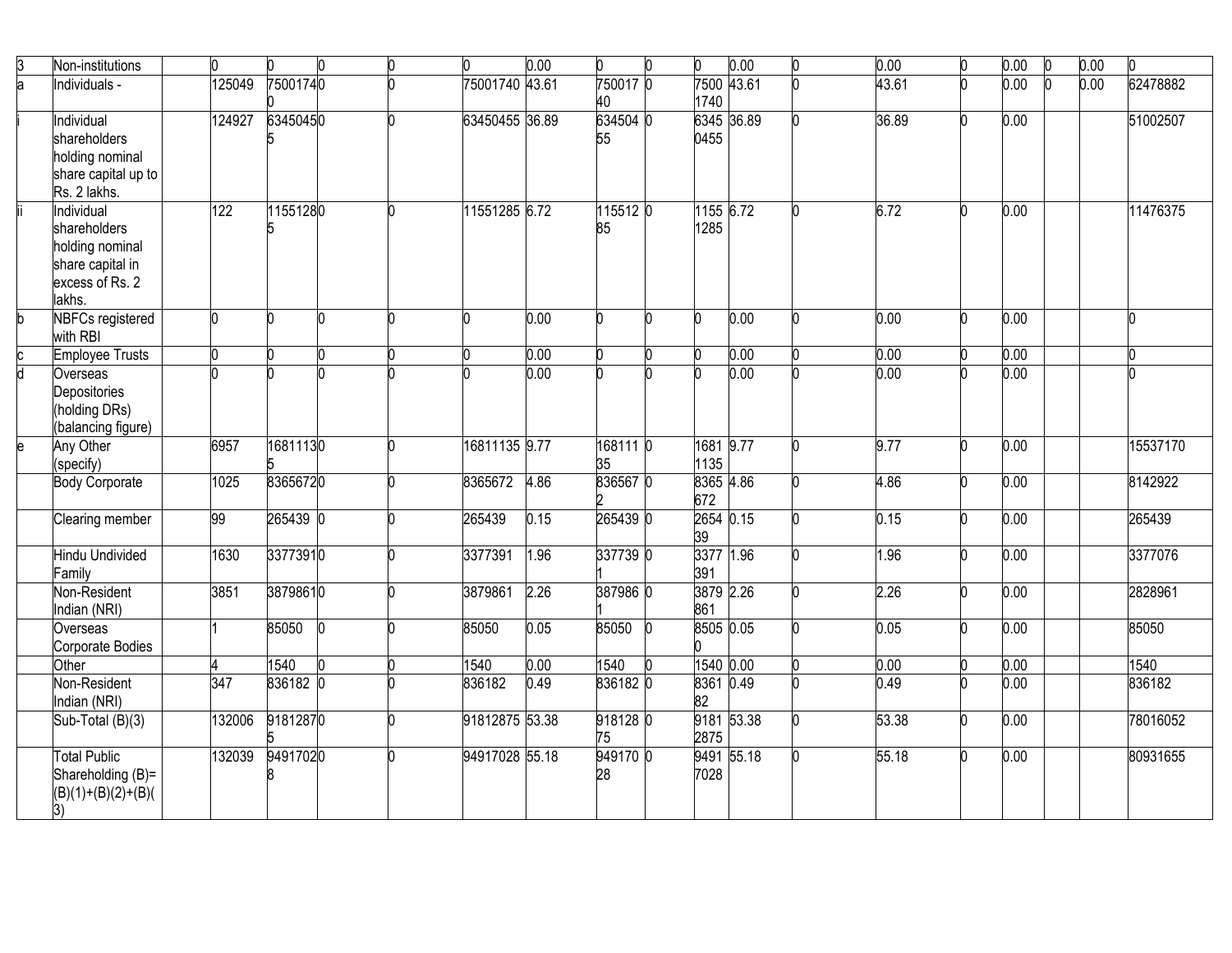| 3 | Non-institutions | | 0 | 0 | 0 | 0 | 0 | 0.00 | 0 | 0 | 0 | 0.00 | 0 | 0.00 | 0 | 0.00 | 0 | 0.00 | 0 |
|---|---|---|---|---|---|---|---|---|---|---|---|---|---|---|---|---|---|---|---|
| a | Individuals - | | 125049 | 75001740 | 0 | 0 | 75001740 | 43.61 | 75001740 | 0 | 75001740 | 43.61 | 0 | 43.61 | 0 | 0.00 | 0 | 0.00 | 62478882 |
| i | Individual shareholders holding nominal share capital up to Rs. 2 lakhs. | | 124927 | 63450455 | 0 | 0 | 63450455 | 36.89 | 63450455 | 0 | 63450455 | 36.89 | 0 | 36.89 | 0 | 0.00 | | | 51002507 |
| ii | Individual shareholders holding nominal share capital in excess of Rs. 2 lakhs. | | 122 | 11551285 | 0 | 0 | 11551285 | 6.72 | 11551285 | 0 | 11551285 | 6.72 | 0 | 6.72 | 0 | 0.00 | | | 11476375 |
| b | NBFCs registered with RBI | | 0 | 0 | 0 | 0 | 0 | 0.00 | 0 | 0 | 0 | 0.00 | 0 | 0.00 | 0 | 0.00 | | | 0 |
| c | Employee Trusts | | 0 | 0 | 0 | 0 | 0 | 0.00 | 0 | 0 | 0 | 0.00 | 0 | 0.00 | 0 | 0.00 | | | 0 |
| d | Overseas Depositories (holding DRs) (balancing figure) | | 0 | 0 | 0 | 0 | 0 | 0.00 | 0 | 0 | 0 | 0.00 | 0 | 0.00 | 0 | 0.00 | | | 0 |
| e | Any Other (specify) | | 6957 | 16811135 | 0 | 0 | 16811135 | 9.77 | 16811135 | 0 | 16811135 | 9.77 | 0 | 9.77 | 0 | 0.00 | | | 15537170 |
| | Body Corporate | | 1025 | 8365672 | 0 | 0 | 8365672 | 4.86 | 8365672 | 0 | 8365672 | 4.86 | 0 | 4.86 | 0 | 0.00 | | | 8142922 |
| | Clearing member | | 99 | 265439 | 0 | 0 | 265439 | 0.15 | 265439 | 0 | 265439 | 0.15 | 0 | 0.15 | 0 | 0.00 | | | 265439 |
| | Hindu Undivided Family | | 1630 | 3377391 | 0 | 0 | 3377391 | 1.96 | 3377391 | 0 | 3377391 | 1.96 | 0 | 1.96 | 0 | 0.00 | | | 3377076 |
| | Non-Resident Indian (NRI) | | 3851 | 3879861 | 0 | 0 | 3879861 | 2.26 | 3879861 | 0 | 3879861 | 2.26 | 0 | 2.26 | 0 | 0.00 | | | 2828961 |
| | Overseas Corporate Bodies | | 1 | 85050 | 0 | 0 | 85050 | 0.05 | 85050 | 0 | 85050 | 0.05 | 0 | 0.05 | 0 | 0.00 | | | 85050 |
| | Other | | 4 | 1540 | 0 | 0 | 1540 | 0.00 | 1540 | 0 | 1540 | 0.00 | 0 | 0.00 | 0 | 0.00 | | | 1540 |
| | Non-Resident Indian (NRI) | | 347 | 836182 | 0 | 0 | 836182 | 0.49 | 836182 | 0 | 836182 | 0.49 | 0 | 0.49 | 0 | 0.00 | | | 836182 |
| | Sub-Total (B)(3) | | 132006 | 91812875 | 0 | 0 | 91812875 | 53.38 | 91812875 | 0 | 91812875 | 53.38 | 0 | 53.38 | 0 | 0.00 | | | 78016052 |
| | Total Public Shareholding (B)= (B)(1)+(B)(2)+(B)(3) | | 132039 | 94917028 | 0 | 0 | 94917028 | 55.18 | 94917028 | 0 | 94917028 | 55.18 | 0 | 55.18 | 0 | 0.00 | | | 80931655 |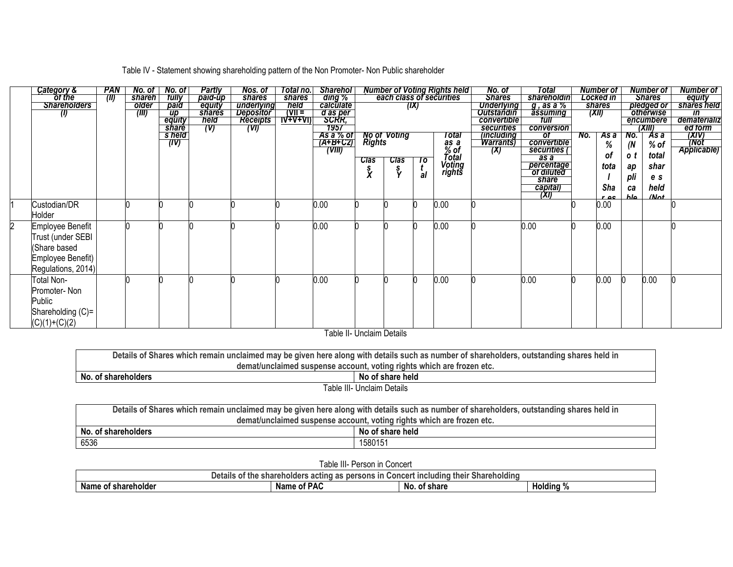Table IV - Statement showing shareholding pattern of the Non Promoter- Non Public shareholder

| | Category & Name of the Shareholders (I) | PAN (II) | No. of shareholder (III) | No. of fully paid up equity shares held (IV) | Partly paid-up equity shares held (V) | Nos. of shares underlying Depository Receipts (VI) | Total no. shares held (VII = IV+V+VI) | Shareholding % calculated as per SCRR, 1957 As a % of (A+B+C2) (VIII) | Number of Voting Rights held in each class of securities (IX) | | | | No. of Shares Underlying Outstanding convertible securities (including Warrants) (X) | Total shareholding , as a % assuming full conversion of convertible securities ( as a percentage of diluted share capital) (XI) | Number of Locked in shares (XII) | | Number of Shares pledged or otherwise encumbered (XIII) | | Number of equity shares held in dematerialized form (XIV) (Not Applicable) |
|---|---|---|---|---|---|---|---|---|---|---|---|---|---|---|---|---|---|---|---|
| | | | | | | | | | No of Voting Rights | | | Total as a % of Total Voting rights | | | No. | As a % of total Shares held | No. (Not applicable) | As a % of total shares held (Not applicable) | |
| | | | | | | | | | Class X | Class Y | Total | | | | | | | | |
| 1 | Custodian/DR Holder | | 0 | 0 | 0 | 0 | 0 | 0.00 | 0 | 0 | 0 | 0.00 | 0 | | 0 | 0.00 | | | 0 |
| 2 | Employee Benefit Trust (under SEBI (Share based Employee Benefit) Regulations, 2014) | | 0 | 0 | 0 | 0 | 0 | 0.00 | 0 | 0 | 0 | 0.00 | 0 | 0.00 | 0 | 0.00 | | | 0 |
| | Total Non-Promoter- Non Public Shareholding (C)= (C)(1)+(C)(2) | | 0 | 0 | 0 | 0 | 0 | 0.00 | 0 | 0 | 0 | 0.00 | 0 | 0.00 | 0 | 0.00 | 0 | 0.00 | 0 |

Table II- Unclaim Details

| Details of Shares which remain unclaimed may be given here along with details such as number of shareholders, outstanding shares held in demat/unclaimed suspense account, voting rights which are frozen etc. | |
|---|---|
| **No. of shareholders** | **No of share held** |

Table III- Unclaim Details

| Details of Shares which remain unclaimed may be given here along with details such as number of shareholders, outstanding shares held in demat/unclaimed suspense account, voting rights which are frozen etc. | |
|---|---|
| **No. of shareholders** | **No of share held** |
| 6536 | 1580151 |

Table III- Person in Concert

| Details of the shareholders acting as persons in Concert including their Shareholding | | | |
|---|---|---|---|
| **Name of shareholder** | **Name of PAC** | **No. of share** | **Holding %** |